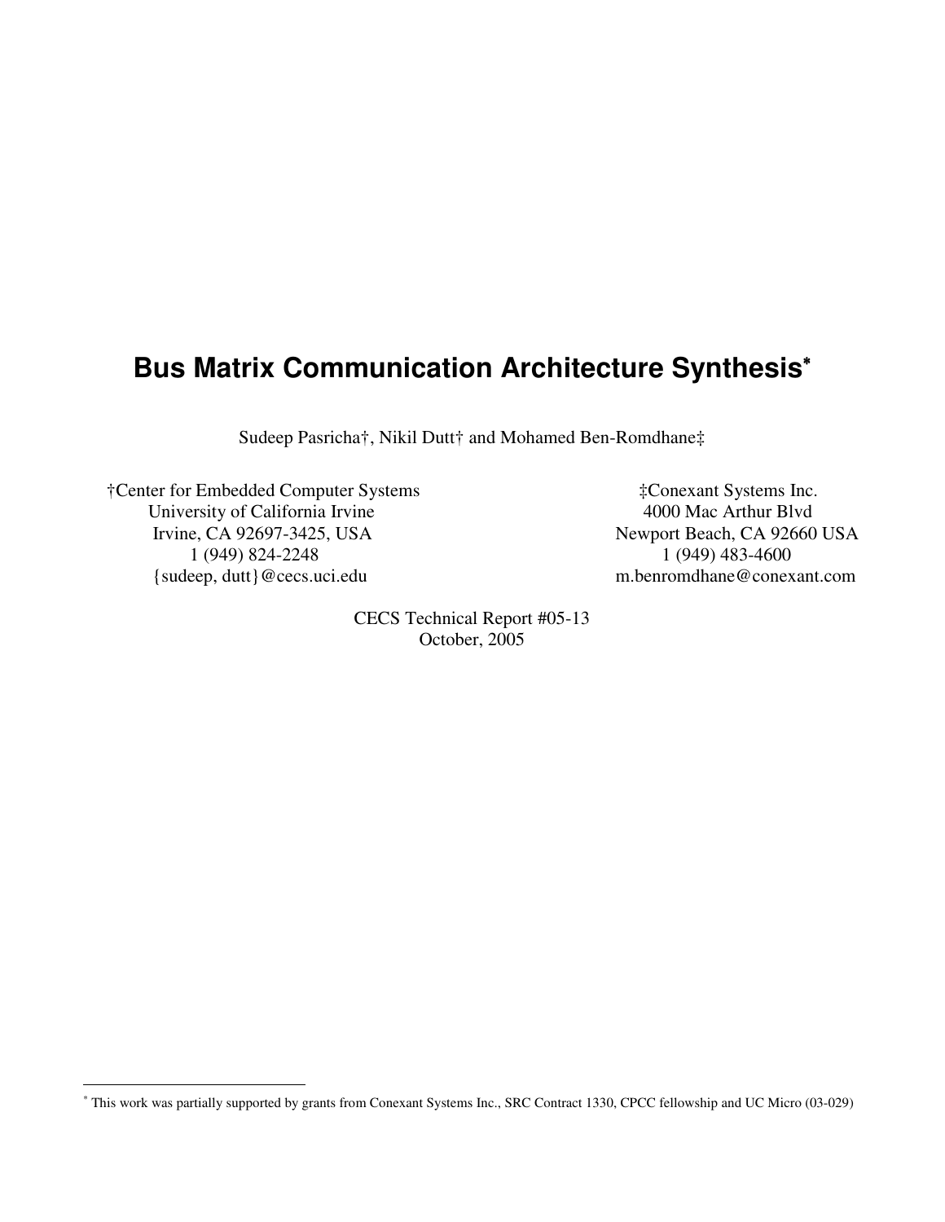# Bus Matrix Communication Architecture Synthesis*

Sudeep Pasricha†, Nikil Dutt† and Mohamed Ben-Romdhane‡

†Center for Embedded Computer Systems
University of California Irvine
Irvine, CA 92697-3425, USA
1 (949) 824-2248
{sudeep, dutt}@cecs.uci.edu

‡Conexant Systems Inc.
4000 Mac Arthur Blvd
Newport Beach, CA 92660 USA
1 (949) 483-4600
m.benromdhane@conexant.com

CECS Technical Report #05-13
October, 2005

---

* This work was partially supported by grants from Conexant Systems Inc., SRC Contract 1330, CPCC fellowship and UC Micro (03-029)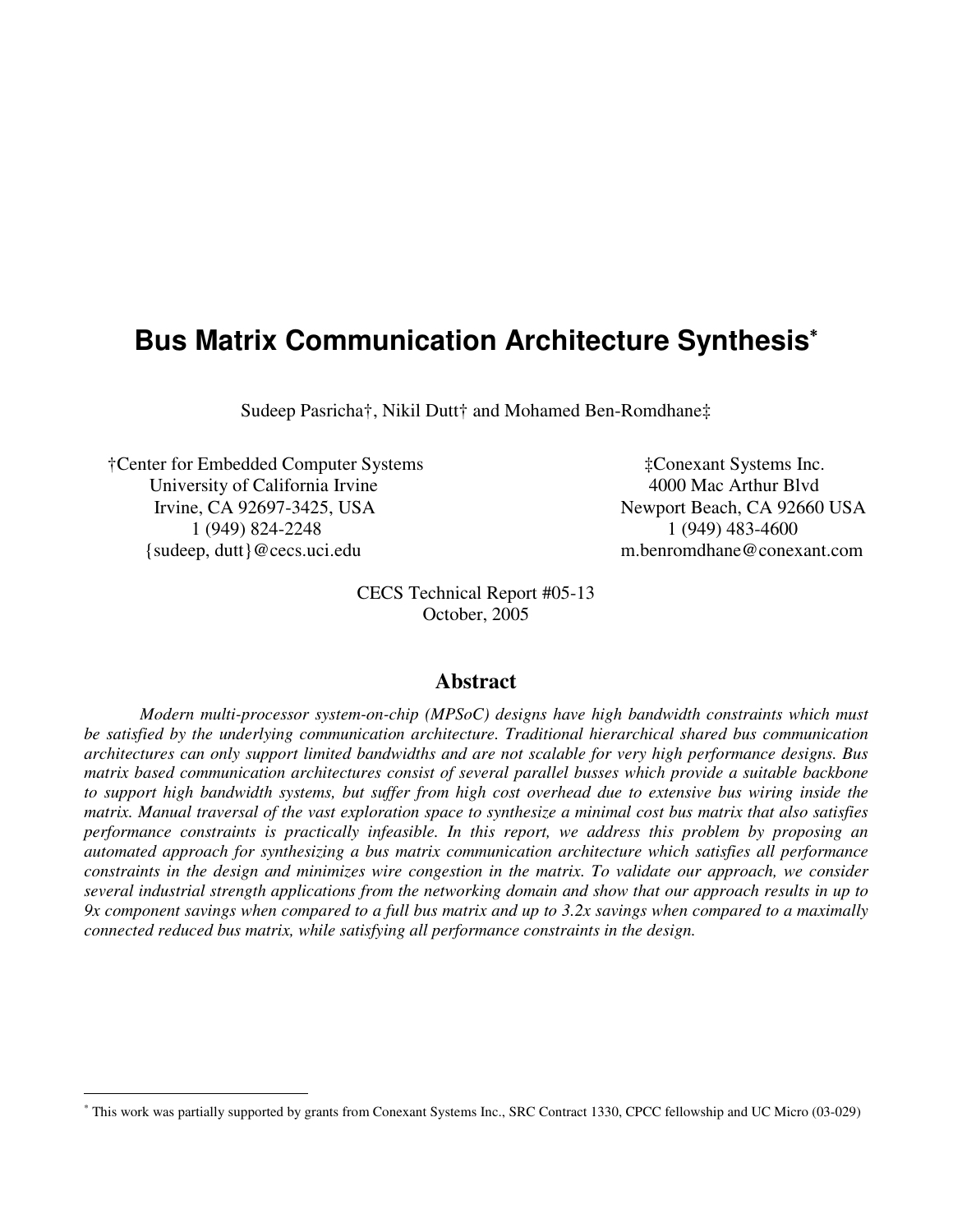# Bus Matrix Communication Architecture Synthesis*

Sudeep Pasricha†, Nikil Dutt† and Mohamed Ben-Romdhane‡

†Center for Embedded Computer Systems
University of California Irvine
Irvine, CA 92697-3425, USA
1 (949) 824-2248
{sudeep, dutt}@cecs.uci.edu

‡Conexant Systems Inc.
4000 Mac Arthur Blvd
Newport Beach, CA 92660 USA
1 (949) 483-4600
m.benromdhane@conexant.com

CECS Technical Report #05-13
October, 2005

## Abstract

*Modern multi-processor system-on-chip (MPSoC) designs have high bandwidth constraints which must be satisfied by the underlying communication architecture. Traditional hierarchical shared bus communication architectures can only support limited bandwidths and are not scalable for very high performance designs. Bus matrix based communication architectures consist of several parallel busses which provide a suitable backbone to support high bandwidth systems, but suffer from high cost overhead due to extensive bus wiring inside the matrix. Manual traversal of the vast exploration space to synthesize a minimal cost bus matrix that also satisfies performance constraints is practically infeasible. In this report, we address this problem by proposing an automated approach for synthesizing a bus matrix communication architecture which satisfies all performance constraints in the design and minimizes wire congestion in the matrix. To validate our approach, we consider several industrial strength applications from the networking domain and show that our approach results in up to 9x component savings when compared to a full bus matrix and up to 3.2x savings when compared to a maximally connected reduced bus matrix, while satisfying all performance constraints in the design.*

---

* This work was partially supported by grants from Conexant Systems Inc., SRC Contract 1330, CPCC fellowship and UC Micro (03-029)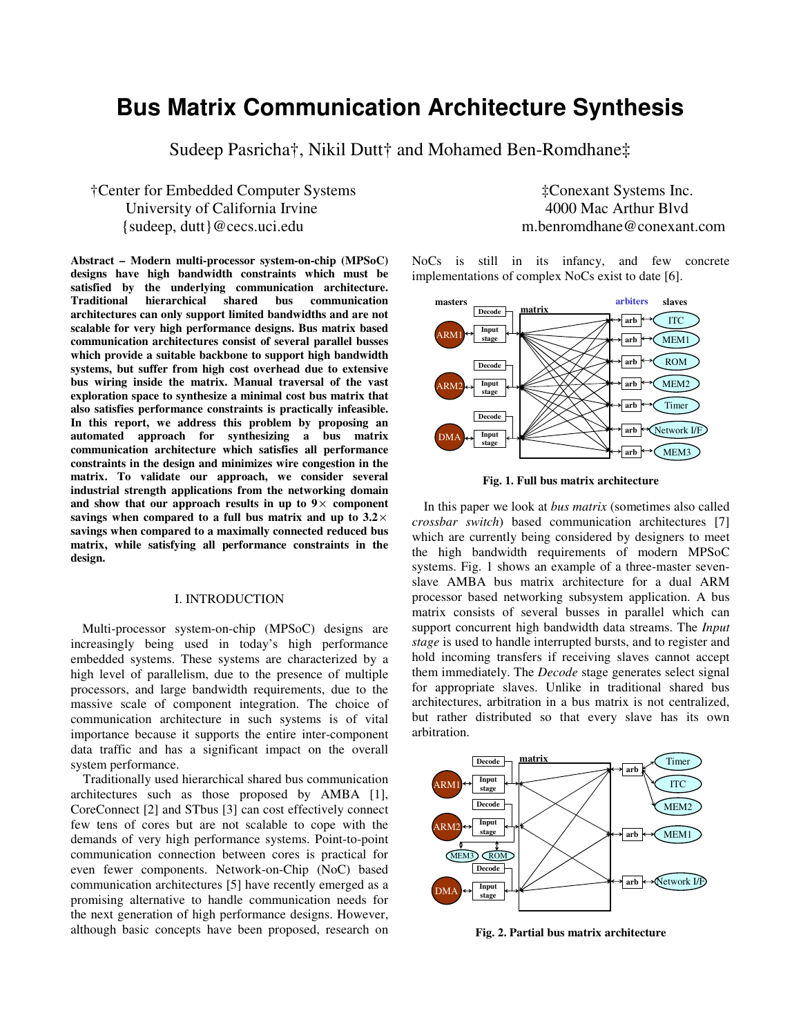# Bus Matrix Communication Architecture Synthesis

Sudeep Pasricha†, Nikil Dutt† and Mohamed Ben-Romdhane‡

†Center for Embedded Computer Systems
University of California Irvine
{sudeep, dutt}@cecs.uci.edu

‡Conexant Systems Inc.
4000 Mac Arthur Blvd
m.benromdhane@conexant.com

**Abstract – Modern multi-processor system-on-chip (MPSoC) designs have high bandwidth constraints which must be satisfied by the underlying communication architecture. Traditional hierarchical shared bus communication architectures can only support limited bandwidths and are not scalable for very high performance designs. Bus matrix based communication architectures consist of several parallel busses which provide a suitable backbone to support high bandwidth systems, but suffer from high cost overhead due to extensive bus wiring inside the matrix. Manual traversal of the vast exploration space to synthesize a minimal cost bus matrix that also satisfies performance constraints is practically infeasible. In this report, we address this problem by proposing an automated approach for synthesizing a bus matrix communication architecture which satisfies all performance constraints in the design and minimizes wire congestion in the matrix. To validate our approach, we consider several industrial strength applications from the networking domain and show that our approach results in up to 9× component savings when compared to a full bus matrix and up to 3.2× savings when compared to a maximally connected reduced bus matrix, while satisfying all performance constraints in the design.**

## I. INTRODUCTION

Multi-processor system-on-chip (MPSoC) designs are increasingly being used in today's high performance embedded systems. These systems are characterized by a high level of parallelism, due to the presence of multiple processors, and large bandwidth requirements, due to the massive scale of component integration. The choice of communication architecture in such systems is of vital importance because it supports the entire inter-component data traffic and has a significant impact on the overall system performance.

Traditionally used hierarchical shared bus communication architectures such as those proposed by AMBA [1], CoreConnect [2] and STbus [3] can cost effectively connect few tens of cores but are not scalable to cope with the demands of very high performance systems. Point-to-point communication connection between cores is practical for even fewer components. Network-on-Chip (NoC) based communication architectures [5] have recently emerged as a promising alternative to handle communication needs for the next generation of high performance designs. However, although basic concepts have been proposed, research on NoCs is still in its infancy, and few concrete implementations of complex NoCs exist to date [6].

Fig. 1. Full bus matrix architecture

In this paper we look at *bus matrix* (sometimes also called *crossbar switch*) based communication architectures [7] which are currently being considered by designers to meet the high bandwidth requirements of modern MPSoC systems. Fig. 1 shows an example of a three-master seven-slave AMBA bus matrix architecture for a dual ARM processor based networking subsystem application. A bus matrix consists of several busses in parallel which can support concurrent high bandwidth data streams. The *Input stage* is used to handle interrupted bursts, and to register and hold incoming transfers if receiving slaves cannot accept them immediately. The *Decode* stage generates select signal for appropriate slaves. Unlike in traditional shared bus architectures, arbitration in a bus matrix is not centralized, but rather distributed so that every slave has its own arbitration.

Fig. 2. Partial bus matrix architecture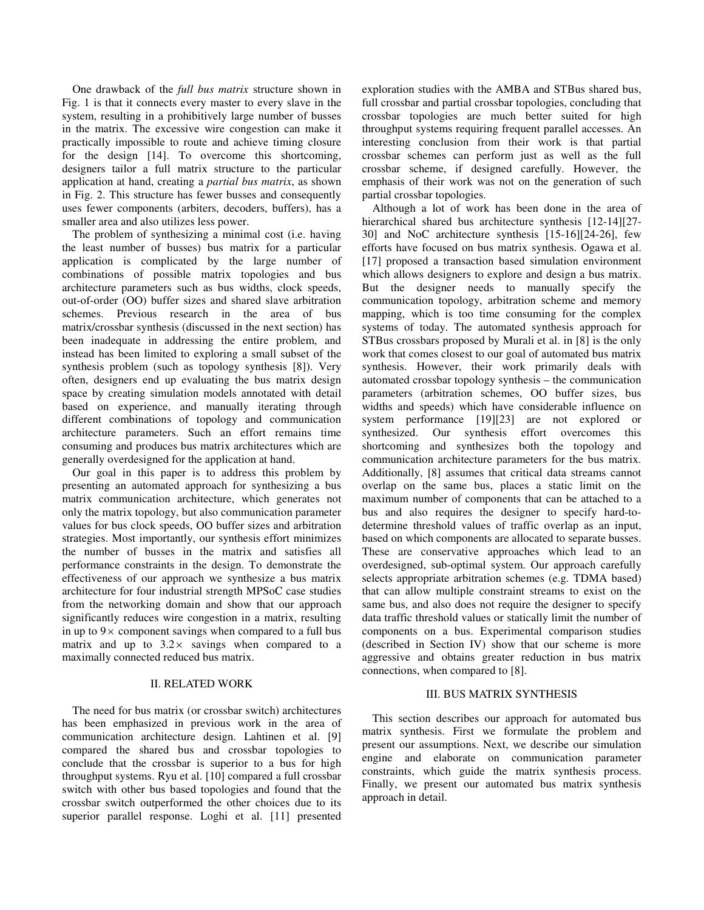One drawback of the *full bus matrix* structure shown in Fig. 1 is that it connects every master to every slave in the system, resulting in a prohibitively large number of busses in the matrix. The excessive wire congestion can make it practically impossible to route and achieve timing closure for the design [14]. To overcome this shortcoming, designers tailor a full matrix structure to the particular application at hand, creating a *partial bus matrix*, as shown in Fig. 2. This structure has fewer busses and consequently uses fewer components (arbiters, decoders, buffers), has a smaller area and also utilizes less power.

The problem of synthesizing a minimal cost (i.e. having the least number of busses) bus matrix for a particular application is complicated by the large number of combinations of possible matrix topologies and bus architecture parameters such as bus widths, clock speeds, out-of-order (OO) buffer sizes and shared slave arbitration schemes. Previous research in the area of bus matrix/crossbar synthesis (discussed in the next section) has been inadequate in addressing the entire problem, and instead has been limited to exploring a small subset of the synthesis problem (such as topology synthesis [8]). Very often, designers end up evaluating the bus matrix design space by creating simulation models annotated with detail based on experience, and manually iterating through different combinations of topology and communication architecture parameters. Such an effort remains time consuming and produces bus matrix architectures which are generally overdesigned for the application at hand.

Our goal in this paper is to address this problem by presenting an automated approach for synthesizing a bus matrix communication architecture, which generates not only the matrix topology, but also communication parameter values for bus clock speeds, OO buffer sizes and arbitration strategies. Most importantly, our synthesis effort minimizes the number of busses in the matrix and satisfies all performance constraints in the design. To demonstrate the effectiveness of our approach we synthesize a bus matrix architecture for four industrial strength MPSoC case studies from the networking domain and show that our approach significantly reduces wire congestion in a matrix, resulting in up to $9\times$ component savings when compared to a full bus matrix and up to $3.2\times$ savings when compared to a maximally connected reduced bus matrix.

## II. RELATED WORK

The need for bus matrix (or crossbar switch) architectures has been emphasized in previous work in the area of communication architecture design. Lahtinen et al. [9] compared the shared bus and crossbar topologies to conclude that the crossbar is superior to a bus for high throughput systems. Ryu et al. [10] compared a full crossbar switch with other bus based topologies and found that the crossbar switch outperformed the other choices due to its superior parallel response. Loghi et al. [11] presented exploration studies with the AMBA and STBus shared bus, full crossbar and partial crossbar topologies, concluding that crossbar topologies are much better suited for high throughput systems requiring frequent parallel accesses. An interesting conclusion from their work is that partial crossbar schemes can perform just as well as the full crossbar scheme, if designed carefully. However, the emphasis of their work was not on the generation of such partial crossbar topologies.

Although a lot of work has been done in the area of hierarchical shared bus architecture synthesis [12-14][27-30] and NoC architecture synthesis [15-16][24-26], few efforts have focused on bus matrix synthesis. Ogawa et al. [17] proposed a transaction based simulation environment which allows designers to explore and design a bus matrix. But the designer needs to manually specify the communication topology, arbitration scheme and memory mapping, which is too time consuming for the complex systems of today. The automated synthesis approach for STBus crossbars proposed by Murali et al. in [8] is the only work that comes closest to our goal of automated bus matrix synthesis. However, their work primarily deals with automated crossbar topology synthesis – the communication parameters (arbitration schemes, OO buffer sizes, bus widths and speeds) which have considerable influence on system performance [19][23] are not explored or synthesized. Our synthesis effort overcomes this shortcoming and synthesizes both the topology and communication architecture parameters for the bus matrix. Additionally, [8] assumes that critical data streams cannot overlap on the same bus, places a static limit on the maximum number of components that can be attached to a bus and also requires the designer to specify hard-to-determine threshold values of traffic overlap as an input, based on which components are allocated to separate busses. These are conservative approaches which lead to an overdesigned, sub-optimal system. Our approach carefully selects appropriate arbitration schemes (e.g. TDMA based) that can allow multiple constraint streams to exist on the same bus, and also does not require the designer to specify data traffic threshold values or statically limit the number of components on a bus. Experimental comparison studies (described in Section IV) show that our scheme is more aggressive and obtains greater reduction in bus matrix connections, when compared to [8].

## III. BUS MATRIX SYNTHESIS

This section describes our approach for automated bus matrix synthesis. First we formulate the problem and present our assumptions. Next, we describe our simulation engine and elaborate on communication parameter constraints, which guide the matrix synthesis process. Finally, we present our automated bus matrix synthesis approach in detail.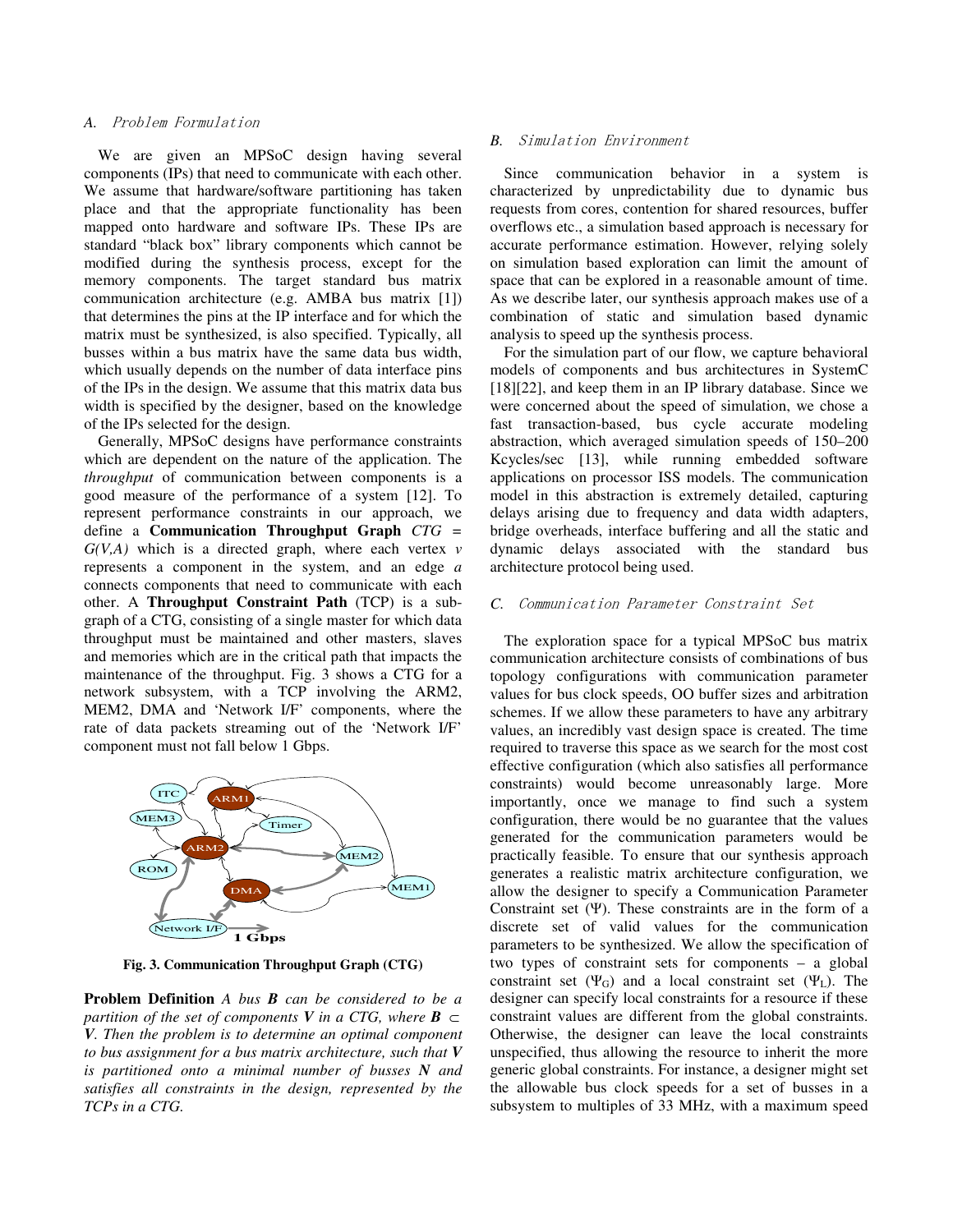### A. Problem Formulation

We are given an MPSoC design having several components (IPs) that need to communicate with each other. We assume that hardware/software partitioning has taken place and that the appropriate functionality has been mapped onto hardware and software IPs. These IPs are standard "black box" library components which cannot be modified during the synthesis process, except for the memory components. The target standard bus matrix communication architecture (e.g. AMBA bus matrix [1]) that determines the pins at the IP interface and for which the matrix must be synthesized, is also specified. Typically, all busses within a bus matrix have the same data bus width, which usually depends on the number of data interface pins of the IPs in the design. We assume that this matrix data bus width is specified by the designer, based on the knowledge of the IPs selected for the design.

Generally, MPSoC designs have performance constraints which are dependent on the nature of the application. The *throughput* of communication between components is a good measure of the performance of a system [12]. To represent performance constraints in our approach, we define a **Communication Throughput Graph** $CTG = G(V,A)$ which is a directed graph, where each vertex $v$ represents a component in the system, and an edge $a$ connects components that need to communicate with each other. A **Throughput Constraint Path** (TCP) is a sub-graph of a CTG, consisting of a single master for which data throughput must be maintained and other masters, slaves and memories which are in the critical path that impacts the maintenance of the throughput. Fig. 3 shows a CTG for a network subsystem, with a TCP involving the ARM2, MEM2, DMA and 'Network I/F' components, where the rate of data packets streaming out of the 'Network I/F' component must not fall below 1 Gbps.

**Fig. 3. Communication Throughput Graph (CTG)**

**Problem Definition** *A bus* $B$ *can be considered to be a partition of the set of components* $V$ *in a CTG, where* $B \subset V$*. Then the problem is to determine an optimal component to bus assignment for a bus matrix architecture, such that* $V$ *is partitioned onto a minimal number of busses* $N$ *and satisfies all constraints in the design, represented by the TCPs in a CTG.*

### B. Simulation Environment

Since communication behavior in a system is characterized by unpredictability due to dynamic bus requests from cores, contention for shared resources, buffer overflows etc., a simulation based approach is necessary for accurate performance estimation. However, relying solely on simulation based exploration can limit the amount of space that can be explored in a reasonable amount of time. As we describe later, our synthesis approach makes use of a combination of static and simulation based dynamic analysis to speed up the synthesis process.

For the simulation part of our flow, we capture behavioral models of components and bus architectures in SystemC [18][22], and keep them in an IP library database. Since we were concerned about the speed of simulation, we chose a fast transaction-based, bus cycle accurate modeling abstraction, which averaged simulation speeds of 150–200 Kcycles/sec [13], while running embedded software applications on processor ISS models. The communication model in this abstraction is extremely detailed, capturing delays arising due to frequency and data width adapters, bridge overheads, interface buffering and all the static and dynamic delays associated with the standard bus architecture protocol being used.

### C. Communication Parameter Constraint Set

The exploration space for a typical MPSoC bus matrix communication architecture consists of combinations of bus topology configurations with communication parameter values for bus clock speeds, OO buffer sizes and arbitration schemes. If we allow these parameters to have any arbitrary values, an incredibly vast design space is created. The time required to traverse this space as we search for the most cost effective configuration (which also satisfies all performance constraints) would become unreasonably large. More importantly, once we manage to find such a system configuration, there would be no guarantee that the values generated for the communication parameters would be practically feasible. To ensure that our synthesis approach generates a realistic matrix architecture configuration, we allow the designer to specify a Communication Parameter Constraint set ($\Psi$). These constraints are in the form of a discrete set of valid values for the communication parameters to be synthesized. We allow the specification of two types of constraint sets for components – a global constraint set ($\Psi_G$) and a local constraint set ($\Psi_L$). The designer can specify local constraints for a resource if these constraint values are different from the global constraints. Otherwise, the designer can leave the local constraints unspecified, thus allowing the resource to inherit the more generic global constraints. For instance, a designer might set the allowable bus clock speeds for a set of busses in a subsystem to multiples of 33 MHz, with a maximum speed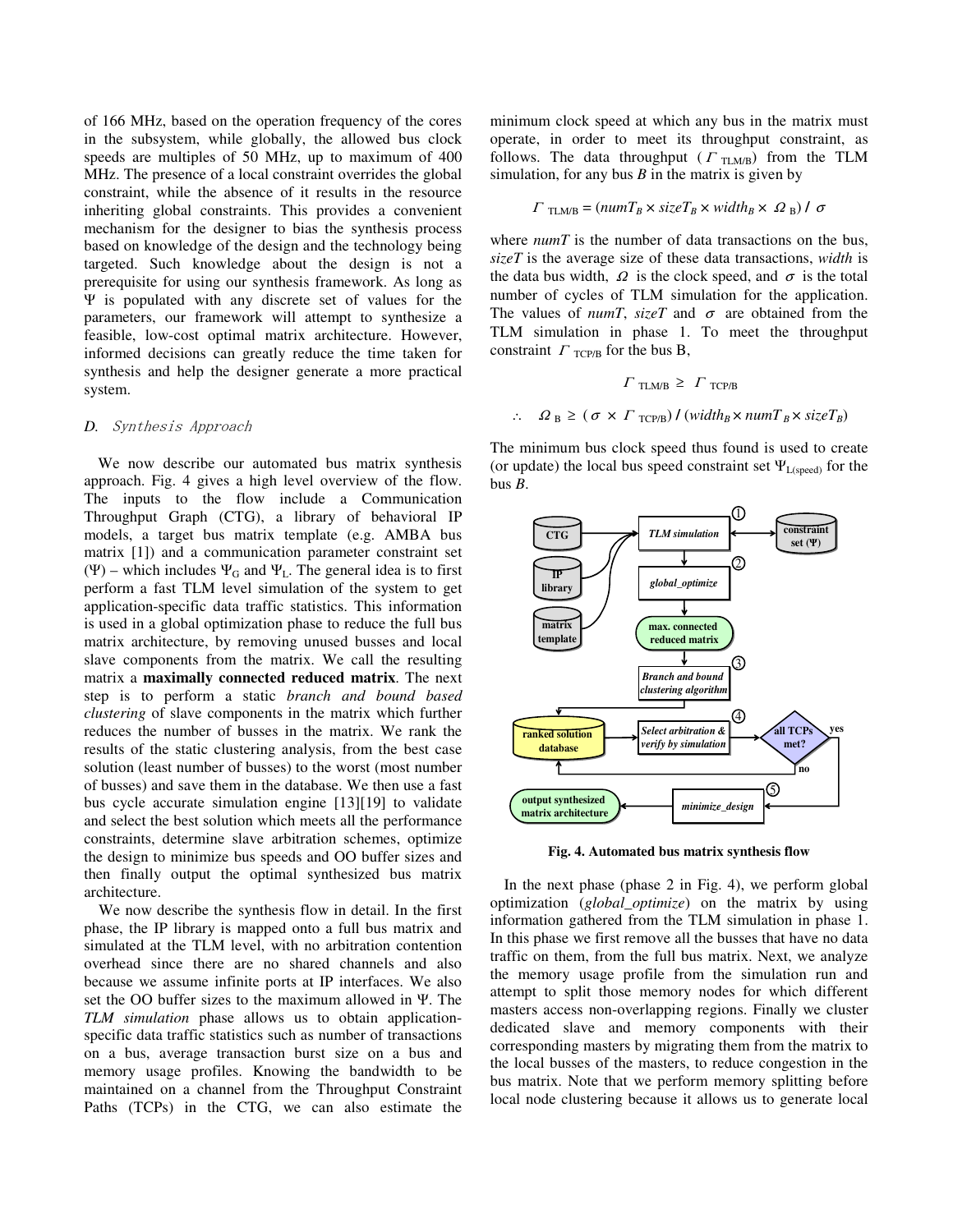of 166 MHz, based on the operation frequency of the cores in the subsystem, while globally, the allowed bus clock speeds are multiples of 50 MHz, up to maximum of 400 MHz. The presence of a local constraint overrides the global constraint, while the absence of it results in the resource inheriting global constraints. This provides a convenient mechanism for the designer to bias the synthesis process based on knowledge of the design and the technology being targeted. Such knowledge about the design is not a prerequisite for using our synthesis framework. As long as Ψ is populated with any discrete set of values for the parameters, our framework will attempt to synthesize a feasible, low-cost optimal matrix architecture. However, informed decisions can greatly reduce the time taken for synthesis and help the designer generate a more practical system.

### D. Synthesis Approach

We now describe our automated bus matrix synthesis approach. Fig. 4 gives a high level overview of the flow. The inputs to the flow include a Communication Throughput Graph (CTG), a library of behavioral IP models, a target bus matrix template (e.g. AMBA bus matrix [1]) and a communication parameter constraint set (Ψ) – which includes $\Psi_G$ and $\Psi_L$. The general idea is to first perform a fast TLM level simulation of the system to get application-specific data traffic statistics. This information is used in a global optimization phase to reduce the full bus matrix architecture, by removing unused busses and local slave components from the matrix. We call the resulting matrix a **maximally connected reduced matrix**. The next step is to perform a static *branch and bound based clustering* of slave components in the matrix which further reduces the number of busses in the matrix. We rank the results of the static clustering analysis, from the best case solution (least number of busses) to the worst (most number of busses) and save them in the database. We then use a fast bus cycle accurate simulation engine [13][19] to validate and select the best solution which meets all the performance constraints, determine slave arbitration schemes, optimize the design to minimize bus speeds and OO buffer sizes and then finally output the optimal synthesized bus matrix architecture.

We now describe the synthesis flow in detail. In the first phase, the IP library is mapped onto a full bus matrix and simulated at the TLM level, with no arbitration contention overhead since there are no shared channels and also because we assume infinite ports at IP interfaces. We also set the OO buffer sizes to the maximum allowed in Ψ. The *TLM simulation* phase allows us to obtain application-specific data traffic statistics such as number of transactions on a bus, average transaction burst size on a bus and memory usage profiles. Knowing the bandwidth to be maintained on a channel from the Throughput Constraint Paths (TCPs) in the CTG, we can also estimate the minimum clock speed at which any bus in the matrix must operate, in order to meet its throughput constraint, as follows. The data throughput ($\Gamma_{TLM/B}$) from the TLM simulation, for any bus $B$ in the matrix is given by

$$\Gamma_{TLM/B} = (numT_B \times sizeT_B \times width_B \times \Omega_B) / \sigma$$

where *numT* is the number of data transactions on the bus, *sizeT* is the average size of these data transactions, *width* is the data bus width, $\Omega$ is the clock speed, and $\sigma$ is the total number of cycles of TLM simulation for the application. The values of *numT*, *sizeT* and $\sigma$ are obtained from the TLM simulation in phase 1. To meet the throughput constraint $\Gamma_{TCP/B}$ for the bus B,

$$\Gamma_{TLM/B} \geq \Gamma_{TCP/B}$$

$$\therefore \quad \Omega_B \geq (\sigma \times \Gamma_{TCP/B}) / (width_B \times numT_B \times sizeT_B)$$

The minimum bus clock speed thus found is used to create (or update) the local bus speed constraint set $\Psi_{L(speed)}$ for the bus $B$.

**Fig. 4. Automated bus matrix synthesis flow**

In the next phase (phase 2 in Fig. 4), we perform global optimization (*global_optimize*) on the matrix by using information gathered from the TLM simulation in phase 1. In this phase we first remove all the busses that have no data traffic on them, from the full bus matrix. Next, we analyze the memory usage profile from the simulation run and attempt to split those memory nodes for which different masters access non-overlapping regions. Finally we cluster dedicated slave and memory components with their corresponding masters by migrating them from the matrix to the local busses of the masters, to reduce congestion in the bus matrix. Note that we perform memory splitting before local node clustering because it allows us to generate local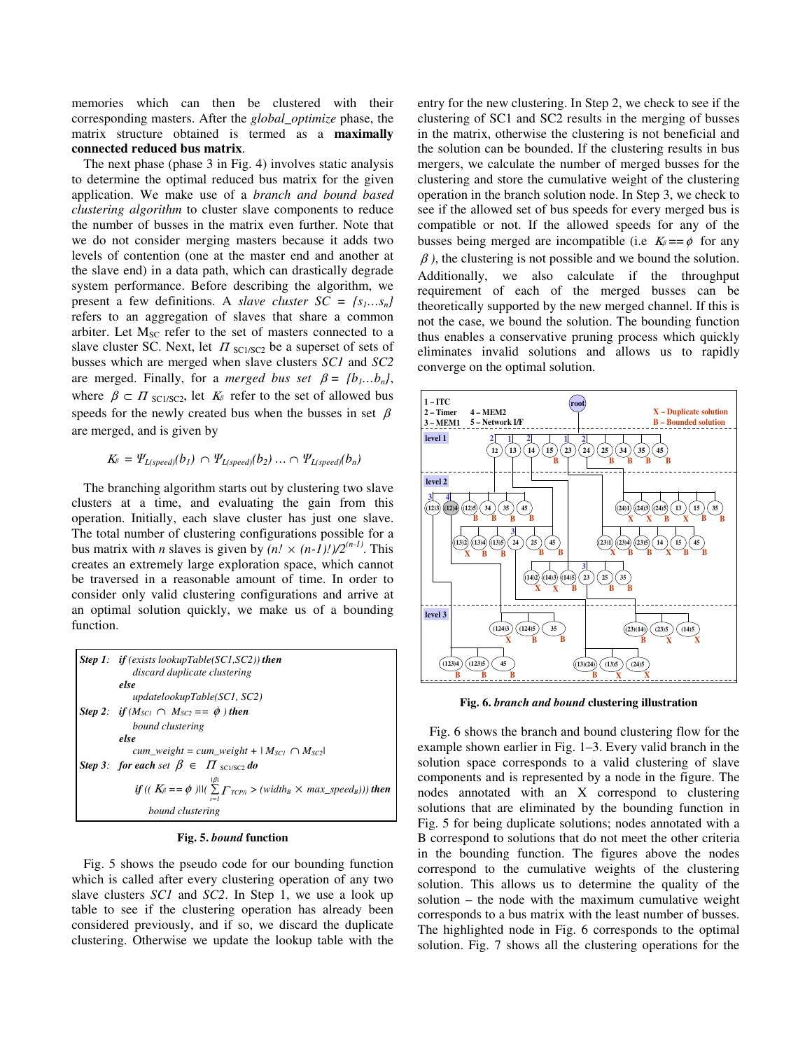memories which can then be clustered with their corresponding masters. After the *global_optimize* phase, the matrix structure obtained is termed as a **maximally connected reduced bus matrix**.

The next phase (phase 3 in Fig. 4) involves static analysis to determine the optimal reduced bus matrix for the given application. We make use of a *branch and bound based clustering algorithm* to cluster slave components to reduce the number of busses in the matrix even further. Note that we do not consider merging masters because it adds two levels of contention (one at the master end and another at the slave end) in a data path, which can drastically degrade system performance. Before describing the algorithm, we present a few definitions. A *slave cluster* $SC = \{s_1 \ldots s_n\}$ refers to an aggregation of slaves that share a common arbiter. Let $M_{SC}$ refer to the set of masters connected to a slave cluster SC. Next, let $\Pi_{SC1/SC2}$ be a superset of sets of busses which are merged when slave clusters *SC1* and *SC2* are merged. Finally, for a *merged bus set* $\beta = \{b_1 \ldots b_n\}$, where $\beta \subset \Pi_{SC1/SC2}$, let $K_\beta$ refer to the set of allowed bus speeds for the newly created bus when the busses in set $\beta$ are merged, and is given by

$$K_\beta = \Psi_{L(speed)}(b_1) \cap \Psi_{L(speed)}(b_2) \ldots \cap \Psi_{L(speed)}(b_n)$$

The branching algorithm starts out by clustering two slave clusters at a time, and evaluating the gain from this operation. Initially, each slave cluster has just one slave. The total number of clustering configurations possible for a bus matrix with $n$ slaves is given by $(n! \times (n-1)!)/2^{(n-1)}$. This creates an extremely large exploration space, which cannot be traversed in a reasonable amount of time. In order to consider only valid clustering configurations and arrive at an optimal solution quickly, we make us of a bounding function.

**Step 1**: *if (exists lookupTable(SC1,SC2)) then*
  *discard duplicate clustering*
 *else*
  *updatelookupTable(SC1, SC2)*
**Step 2**: *if* $(M_{SC1} \cap M_{SC2} == \phi)$ *then*
  *bound clustering*
 *else*
  $cum\_weight = cum\_weight + |M_{SC1} \cap M_{SC2}|$
**Step 3**: *for each set* $\beta \in \Pi_{SC1/SC2}$ *do*
  *if* $((K_\beta == \phi) || (\sum_{i=1}^{|\beta|} \Gamma_{TCP/i} > (width_B \times max\_speed_B)))$ *then*
   *bound clustering*

**Fig. 5.** ***bound* function**

Fig. 5 shows the pseudo code for our bounding function which is called after every clustering operation of any two slave clusters *SC1* and *SC2*. In Step 1, we use a look up table to see if the clustering operation has already been considered previously, and if so, we discard the duplicate clustering. Otherwise we update the lookup table with the entry for the new clustering. In Step 2, we check to see if the clustering of SC1 and SC2 results in the merging of busses in the matrix, otherwise the clustering is not beneficial and the solution can be bounded. If the clustering results in bus mergers, we calculate the number of merged busses for the clustering and store the cumulative weight of the clustering operation in the branch solution node. In Step 3, we check to see if the allowed set of bus speeds for every merged bus is compatible or not. If the allowed speeds for any of the busses being merged are incompatible (i.e $K_\beta == \phi$ for any $\beta$), the clustering is not possible and we bound the solution. Additionally, we also calculate if the throughput requirement of each of the merged busses can be theoretically supported by the new merged channel. If this is not the case, we bound the solution. The bounding function thus enables a conservative pruning process which quickly eliminates invalid solutions and allows us to rapidly converge on the optimal solution.

**Fig. 6.** ***branch and bound* clustering illustration**

Fig. 6 shows the branch and bound clustering flow for the example shown earlier in Fig. 1–3. Every valid branch in the solution space corresponds to a valid clustering of slave components and is represented by a node in the figure. The nodes annotated with an X correspond to clustering solutions that are eliminated by the bounding function in Fig. 5 for being duplicate solutions; nodes annotated with a B correspond to solutions that do not meet the other criteria in the bounding function. The figures above the nodes correspond to the cumulative weights of the clustering solution. This allows us to determine the quality of the solution – the node with the maximum cumulative weight corresponds to a bus matrix with the least number of busses. The highlighted node in Fig. 6 corresponds to the optimal solution. Fig. 7 shows all the clustering operations for the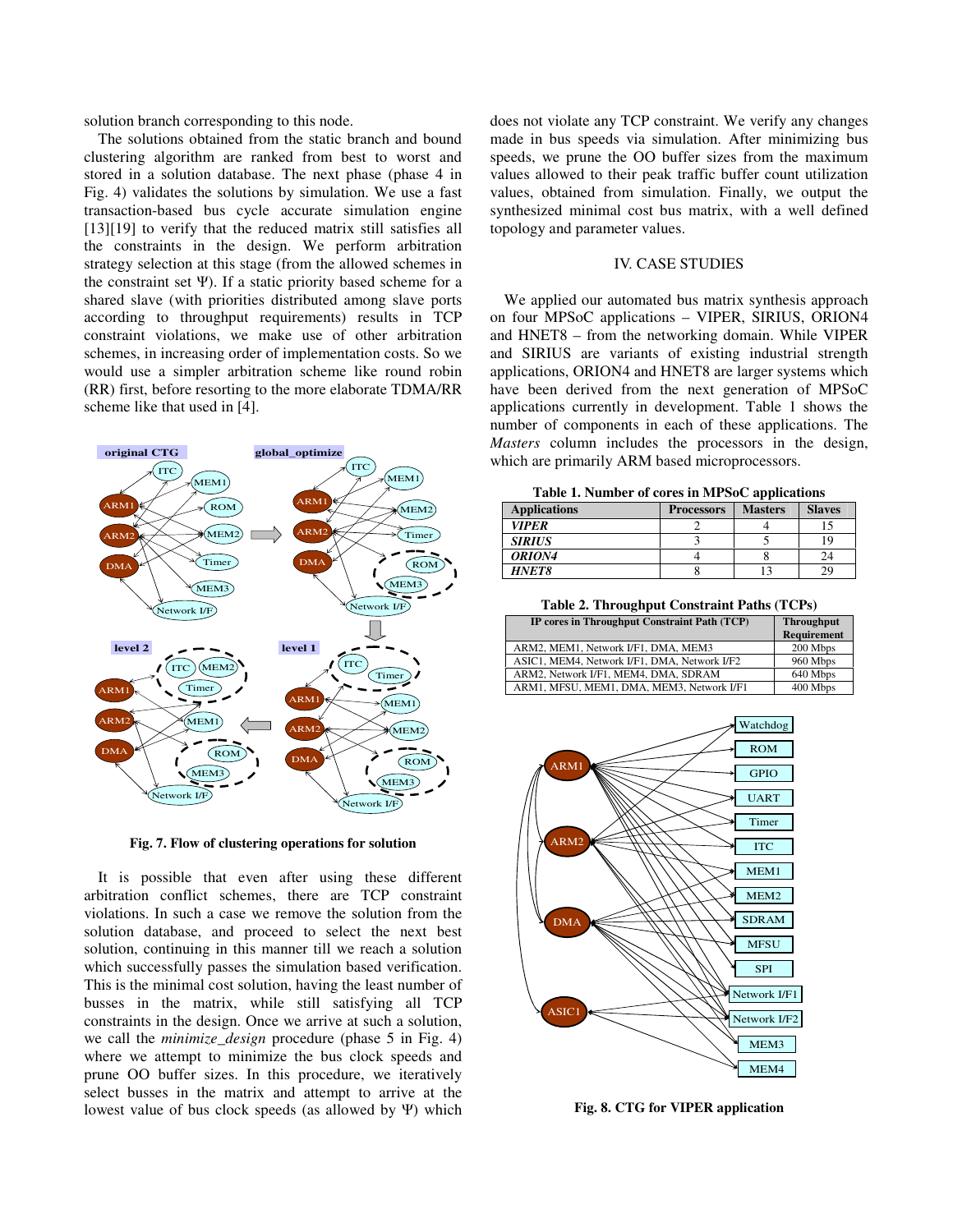solution branch corresponding to this node.

The solutions obtained from the static branch and bound clustering algorithm are ranked from best to worst and stored in a solution database. The next phase (phase 4 in Fig. 4) validates the solutions by simulation. We use a fast transaction-based bus cycle accurate simulation engine [13][19] to verify that the reduced matrix still satisfies all the constraints in the design. We perform arbitration strategy selection at this stage (from the allowed schemes in the constraint set Ψ). If a static priority based scheme for a shared slave (with priorities distributed among slave ports according to throughput requirements) results in TCP constraint violations, we make use of other arbitration schemes, in increasing order of implementation costs. So we would use a simpler arbitration scheme like round robin (RR) first, before resorting to the more elaborate TDMA/RR scheme like that used in [4].

**Fig. 7. Flow of clustering operations for solution**

It is possible that even after using these different arbitration conflict schemes, there are TCP constraint violations. In such a case we remove the solution from the solution database, and proceed to select the next best solution, continuing in this manner till we reach a solution which successfully passes the simulation based verification. This is the minimal cost solution, having the least number of busses in the matrix, while still satisfying all TCP constraints in the design. Once we arrive at such a solution, we call the *minimize_design* procedure (phase 5 in Fig. 4) where we attempt to minimize the bus clock speeds and prune OO buffer sizes. In this procedure, we iteratively select busses in the matrix and attempt to arrive at the lowest value of bus clock speeds (as allowed by Ψ) which does not violate any TCP constraint. We verify any changes made in bus speeds via simulation. After minimizing bus speeds, we prune the OO buffer sizes from the maximum values allowed to their peak traffic buffer count utilization values, obtained from simulation. Finally, we output the synthesized minimal cost bus matrix, with a well defined topology and parameter values.

## IV. CASE STUDIES

We applied our automated bus matrix synthesis approach on four MPSoC applications – VIPER, SIRIUS, ORION4 and HNET8 – from the networking domain. While VIPER and SIRIUS are variants of existing industrial strength applications, ORION4 and HNET8 are larger systems which have been derived from the next generation of MPSoC applications currently in development. Table 1 shows the number of components in each of these applications. The *Masters* column includes the processors in the design, which are primarily ARM based microprocessors.

**Table 1. Number of cores in MPSoC applications**

| Applications | Processors | Masters | Slaves |
|---|---|---|---|
| ***VIPER*** | 2 | 4 | 15 |
| ***SIRIUS*** | 3 | 5 | 19 |
| ***ORION4*** | 4 | 8 | 24 |
| ***HNET8*** | 8 | 13 | 29 |

**Table 2. Throughput Constraint Paths (TCPs)**

| IP cores in Throughput Constraint Path (TCP) | Throughput Requirement |
|---|---|
| ARM2, MEM1, Network I/F1, DMA, MEM3 | 200 Mbps |
| ASIC1, MEM4, Network I/F1, DMA, Network I/F2 | 960 Mbps |
| ARM2, Network I/F1, MEM4, DMA, SDRAM | 640 Mbps |
| ARM1, MFSU, MEM1, DMA, MEM3, Network I/F1 | 400 Mbps |

**Fig. 8. CTG for VIPER application**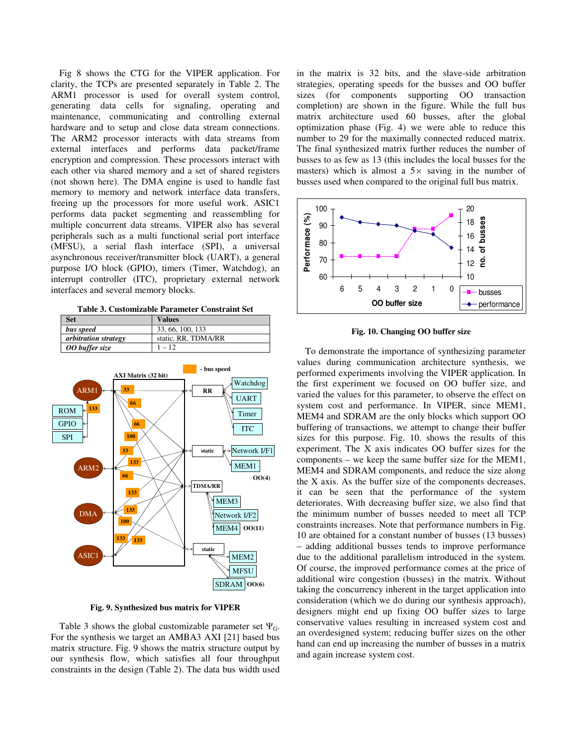Fig 8 shows the CTG for the VIPER application. For clarity, the TCPs are presented separately in Table 2. The ARM1 processor is used for overall system control, generating data cells for signaling, operating and maintenance, communicating and controlling external hardware and to setup and close data stream connections. The ARM2 processor interacts with data streams from external interfaces and performs data packet/frame encryption and compression. These processors interact with each other via shared memory and a set of shared registers (not shown here). The DMA engine is used to handle fast memory to memory and network interface data transfers, freeing up the processors for more useful work. ASIC1 performs data packet segmenting and reassembling for multiple concurrent data streams. VIPER also has several peripherals such as a multi functional serial port interface (MFSU), a serial flash interface (SPI), a universal asynchronous receiver/transmitter block (UART), a general purpose I/O block (GPIO), timers (Timer, Watchdog), an interrupt controller (ITC), proprietary external network interfaces and several memory blocks.

**Table 3. Customizable Parameter Constraint Set**

| Set | Values |
|---|---|
| *bus speed* | 33, 66, 100, 133 |
| *arbitration strategy* | static, RR, TDMA/RR |
| *OO buffer size* | 1 – 12 |

**Fig. 9. Synthesized bus matrix for VIPER**

Table 3 shows the global customizable parameter set $\Psi_G$. For the synthesis we target an AMBA3 AXI [21] based bus matrix structure. Fig. 9 shows the matrix structure output by our synthesis flow, which satisfies all four throughput constraints in the design (Table 2). The data bus width used in the matrix is 32 bits, and the slave-side arbitration strategies, operating speeds for the busses and OO buffer sizes (for components supporting OO transaction completion) are shown in the figure. While the full bus matrix architecture used 60 busses, after the global optimization phase (Fig. 4) we were able to reduce this number to 29 for the maximally connected reduced matrix. The final synthesized matrix further reduces the number of busses to as few as 13 (this includes the local busses for the masters) which is almost a 5× saving in the number of busses used when compared to the original full bus matrix.

**Fig. 10. Changing OO buffer size**

To demonstrate the importance of synthesizing parameter values during communication architecture synthesis, we performed experiments involving the VIPER application. In the first experiment we focused on OO buffer size, and varied the values for this parameter, to observe the effect on system cost and performance. In VIPER, since MEM1, MEM4 and SDRAM are the only blocks which support OO buffering of transactions, we attempt to change their buffer sizes for this purpose. Fig. 10. shows the results of this experiment. The X axis indicates OO buffer sizes for the components – we keep the same buffer size for the MEM1, MEM4 and SDRAM components, and reduce the size along the X axis. As the buffer size of the components decreases, it can be seen that the performance of the system deteriorates. With decreasing buffer size, we also find that the minimum number of busses needed to meet all TCP constraints increases. Note that performance numbers in Fig. 10 are obtained for a constant number of busses (13 busses) – adding additional busses tends to improve performance due to the additional parallelism introduced in the system. Of course, the improved performance comes at the price of additional wire congestion (busses) in the matrix. Without taking the concurrency inherent in the target application into consideration (which we do during our synthesis approach), designers might end up fixing OO buffer sizes to large conservative values resulting in increased system cost and an overdesigned system; reducing buffer sizes on the other hand can end up increasing the number of busses in a matrix and again increase system cost.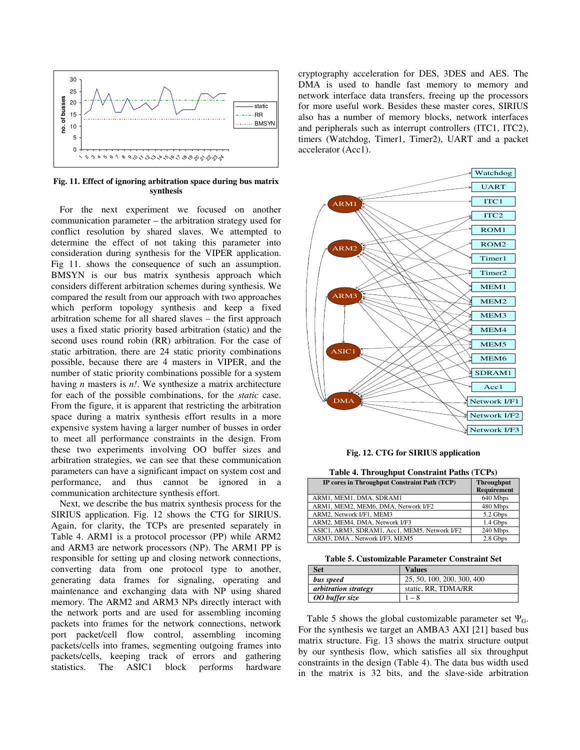**Fig. 11. Effect of ignoring arbitration space during bus matrix synthesis**

For the next experiment we focused on another communication parameter – the arbitration strategy used for conflict resolution by shared slaves. We attempted to determine the effect of not taking this parameter into consideration during synthesis for the VIPER application. Fig 11. shows the consequence of such an assumption. BMSYN is our bus matrix synthesis approach which considers different arbitration schemes during synthesis. We compared the result from our approach with two approaches which perform topology synthesis and keep a fixed arbitration scheme for all shared slaves – the first approach uses a fixed static priority based arbitration (static) and the second uses round robin (RR) arbitration. For the case of static arbitration, there are 24 static priority combinations possible, because there are 4 masters in VIPER, and the number of static priority combinations possible for a system having *n* masters is *n!*. We synthesize a matrix architecture for each of the possible combinations, for the *static* case. From the figure, it is apparent that restricting the arbitration space during a matrix synthesis effort results in a more expensive system having a larger number of busses in order to meet all performance constraints in the design. From these two experiments involving OO buffer sizes and arbitration strategies, we can see that these communication parameters can have a significant impact on system cost and performance, and thus cannot be ignored in a communication architecture synthesis effort.

Next, we describe the bus matrix synthesis process for the SIRIUS application. Fig. 12 shows the CTG for SIRIUS. Again, for clarity, the TCPs are presented separately in Table 4. ARM1 is a protocol processor (PP) while ARM2 and ARM3 are network processors (NP). The ARM1 PP is responsible for setting up and closing network connections, converting data from one protocol type to another, generating data frames for signaling, operating and maintenance and exchanging data with NP using shared memory. The ARM2 and ARM3 NPs directly interact with the network ports and are used for assembling incoming packets into frames for the network connections, network port packet/cell flow control, assembling incoming packets/cells into frames, segmenting outgoing frames into packets/cells, keeping track of errors and gathering statistics. The ASIC1 block performs hardware cryptography acceleration for DES, 3DES and AES. The DMA is used to handle fast memory to memory and network interface data transfers, freeing up the processors for more useful work. Besides these master cores, SIRIUS also has a number of memory blocks, network interfaces and peripherals such as interrupt controllers (ITC1, ITC2), timers (Watchdog, Timer1, Timer2), UART and a packet accelerator (Acc1).

**Fig. 12. CTG for SIRIUS application**

**Table 4. Throughput Constraint Paths (TCPs)**

| IP cores in Throughput Constraint Path (TCP) | Throughput Requirement |
|---|---|
| ARM1, MEM1, DMA, SDRAM1 | 640 Mbps |
| ARM1, MEM2, MEM6, DMA, Network I/F2 | 480 Mbps |
| ARM2, Network I/F1, MEM3 | 5.2 Gbps |
| ARM2, MEM4, DMA, Network I/F3 | 1.4 Gbps |
| ASIC1, ARM3, SDRAM1, Acc1, MEM5, Network I/F2 | 240 Mbps |
| ARM3, DMA , Network I/F3, MEM5 | 2.8 Gbps |

**Table 5. Customizable Parameter Constraint Set**

| Set | Values |
|---|---|
| ***bus speed*** | 25, 50, 100, 200, 300, 400 |
| ***arbitration strategy*** | static, RR, TDMA/RR |
| ***OO buffer size*** | 1 – 8 |

Table 5 shows the global customizable parameter set $\Psi_G$. For the synthesis we target an AMBA3 AXI [21] based bus matrix structure. Fig. 13 shows the matrix structure output by our synthesis flow, which satisfies all six throughput constraints in the design (Table 4). The data bus width used in the matrix is 32 bits, and the slave-side arbitration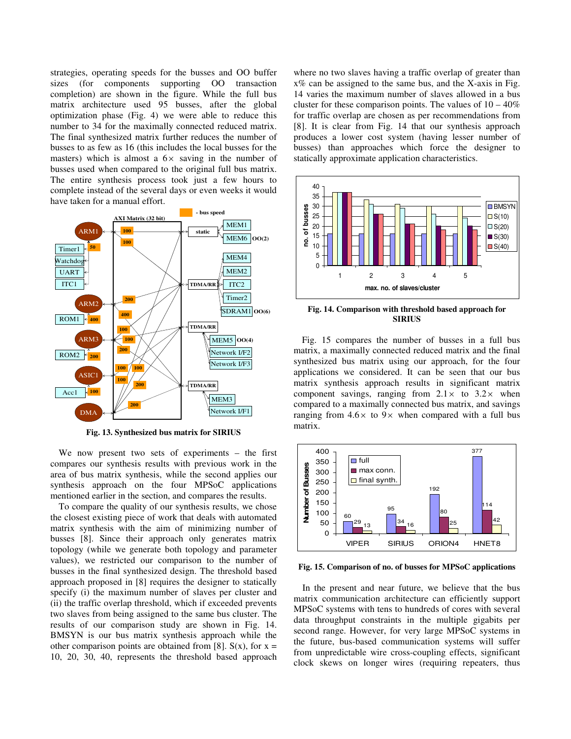strategies, operating speeds for the busses and OO buffer sizes (for components supporting OO transaction completion) are shown in the figure. While the full bus matrix architecture used 95 busses, after the global optimization phase (Fig. 4) we were able to reduce this number to 34 for the maximally connected reduced matrix. The final synthesized matrix further reduces the number of busses to as few as 16 (this includes the local busses for the masters) which is almost a 6× saving in the number of busses used when compared to the original full bus matrix. The entire synthesis process took just a few hours to complete instead of the several days or even weeks it would have taken for a manual effort.

**Fig. 13. Synthesized bus matrix for SIRIUS**

We now present two sets of experiments – the first compares our synthesis results with previous work in the area of bus matrix synthesis, while the second applies our synthesis approach on the four MPSoC applications mentioned earlier in the section, and compares the results.

To compare the quality of our synthesis results, we chose the closest existing piece of work that deals with automated matrix synthesis with the aim of minimizing number of busses [8]. Since their approach only generates matrix topology (while we generate both topology and parameter values), we restricted our comparison to the number of busses in the final synthesized design. The threshold based approach proposed in [8] requires the designer to statically specify (i) the maximum number of slaves per cluster and (ii) the traffic overlap threshold, which if exceeded prevents two slaves from being assigned to the same bus cluster. The results of our comparison study are shown in Fig. 14. BMSYN is our bus matrix synthesis approach while the other comparison points are obtained from [8]. S(x), for x = 10, 20, 30, 40, represents the threshold based approach where no two slaves having a traffic overlap of greater than x% can be assigned to the same bus, and the X-axis in Fig. 14 varies the maximum number of slaves allowed in a bus cluster for these comparison points. The values of 10 – 40% for traffic overlap are chosen as per recommendations from [8]. It is clear from Fig. 14 that our synthesis approach produces a lower cost system (having lesser number of busses) than approaches which force the designer to statically approximate application characteristics.

**Fig. 14. Comparison with threshold based approach for SIRIUS**

Fig. 15 compares the number of busses in a full bus matrix, a maximally connected reduced matrix and the final synthesized bus matrix using our approach, for the four applications we considered. It can be seen that our bus matrix synthesis approach results in significant matrix component savings, ranging from 2.1× to 3.2× when compared to a maximally connected bus matrix, and savings ranging from 4.6× to 9× when compared with a full bus matrix.

**Fig. 15. Comparison of no. of busses for MPSoC applications**

In the present and near future, we believe that the bus matrix communication architecture can efficiently support MPSoC systems with tens to hundreds of cores with several data throughput constraints in the multiple gigabits per second range. However, for very large MPSoC systems in the future, bus-based communication systems will suffer from unpredictable wire cross-coupling effects, significant clock skews on longer wires (requiring repeaters, thus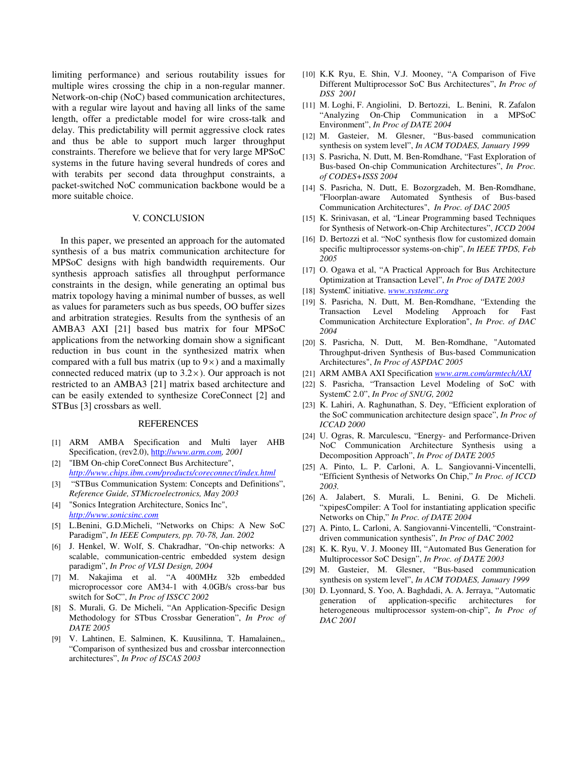limiting performance) and serious routability issues for multiple wires crossing the chip in a non-regular manner. Network-on-chip (NoC) based communication architectures, with a regular wire layout and having all links of the same length, offer a predictable model for wire cross-talk and delay. This predictability will permit aggressive clock rates and thus be able to support much larger throughput constraints. Therefore we believe that for very large MPSoC systems in the future having several hundreds of cores and with terabits per second data throughput constraints, a packet-switched NoC communication backbone would be a more suitable choice.

## V. CONCLUSION

In this paper, we presented an approach for the automated synthesis of a bus matrix communication architecture for MPSoC designs with high bandwidth requirements. Our synthesis approach satisfies all throughput performance constraints in the design, while generating an optimal bus matrix topology having a minimal number of busses, as well as values for parameters such as bus speeds, OO buffer sizes and arbitration strategies. Results from the synthesis of an AMBA3 AXI [21] based bus matrix for four MPSoC applications from the networking domain show a significant reduction in bus count in the synthesized matrix when compared with a full bus matrix (up to 9×) and a maximally connected reduced matrix (up to 3.2×). Our approach is not restricted to an AMBA3 [21] matrix based architecture and can be easily extended to synthesize CoreConnect [2] and STBus [3] crossbars as well.

## REFERENCES

[1] ARM AMBA Specification and Multi layer AHB Specification, (rev2.0), http://www.arm.com, 2001

[2] "IBM On-chip CoreConnect Bus Architecture", http://www.chips.ibm.com/products/coreconnect/index.html

[3] "STBus Communication System: Concepts and Definitions", *Reference Guide, STMicroelectronics, May 2003*

[4] "Sonics Integration Architecture, Sonics Inc", http://www.sonicsinc.com

[5] L.Benini, G.D.Micheli, "Networks on Chips: A New SoC Paradigm", *In IEEE Computers, pp. 70-78, Jan. 2002*

[6] J. Henkel, W. Wolf, S. Chakradhar, "On-chip networks: A scalable, communication-centric embedded system design paradigm", *In Proc of VLSI Design, 2004*

[7] M. Nakajima et al. "A 400MHz 32b embedded microprocessor core AM34-1 with 4.0GB/s cross-bar bus switch for SoC", *In Proc of ISSCC 2002*

[8] S. Murali, G. De Micheli, "An Application-Specific Design Methodology for STbus Crossbar Generation", *In Proc of DATE 2005*

[9] V. Lahtinen, E. Salminen, K. Kuusilinna, T. Hamalainen,, "Comparison of synthesized bus and crossbar interconnection architectures", *In Proc of ISCAS 2003*

[10] K.K Ryu, E. Shin, V.J. Mooney, "A Comparison of Five Different Multiprocessor SoC Bus Architectures", *In Proc of DSS 2001*

[11] M. Loghi, F. Angiolini, D. Bertozzi, L. Benini, R. Zafalon "Analyzing On-Chip Communication in a MPSoC Environment", *In Proc of DATE 2004*

[12] M. Gasteier, M. Glesner, "Bus-based communication synthesis on system level", *In ACM TODAES, January 1999*

[13] S. Pasricha, N. Dutt, M. Ben-Romdhane, "Fast Exploration of Bus-based On-chip Communication Architectures", *In Proc. of CODES+ISSS 2004*

[14] S. Pasricha, N. Dutt, E. Bozorgzadeh, M. Ben-Romdhane, "Floorplan-aware Automated Synthesis of Bus-based Communication Architectures", *In Proc. of DAC 2005*

[15] K. Srinivasan, et al, "Linear Programming based Techniques for Synthesis of Network-on-Chip Architectures", *ICCD 2004*

[16] D. Bertozzi et al. "NoC synthesis flow for customized domain specific multiprocessor systems-on-chip", *In IEEE TPDS, Feb 2005*

[17] O. Ogawa et al, "A Practical Approach for Bus Architecture Optimization at Transaction Level", *In Proc of DATE 2003*

[18] SystemC initiative. www.systemc.org

[19] S. Pasricha, N. Dutt, M. Ben-Romdhane, "Extending the Transaction Level Modeling Approach for Fast Communication Architecture Exploration", *In Proc. of DAC 2004*

[20] S. Pasricha, N. Dutt, M. Ben-Romdhane, "Automated Throughput-driven Synthesis of Bus-based Communication Architectures", *In Proc of ASPDAC 2005*

[21] ARM AMBA AXI Specification www.arm.com/armtech/AXI

[22] S. Pasricha, "Transaction Level Modeling of SoC with SystemC 2.0", *In Proc of SNUG, 2002*

[23] K. Lahiri, A. Raghunathan, S. Dey, "Efficient exploration of the SoC communication architecture design space", *In Proc of ICCAD 2000*

[24] U. Ogras, R. Marculescu, "Energy- and Performance-Driven NoC Communication Architecture Synthesis using a Decomposition Approach", *In Proc of DATE 2005*

[25] A. Pinto, L. P. Carloni, A. L. Sangiovanni-Vincentelli, "Efficient Synthesis of Networks On Chip," *In Proc. of ICCD 2003.*

[26] A. Jalabert, S. Murali, L. Benini, G. De Micheli. "xpipesCompiler: A Tool for instantiating application specific Networks on Chip," *In Proc. of DATE 2004*

[27] A. Pinto, L. Carloni, A. Sangiovanni-Vincentelli, "Constraint-driven communication synthesis", *In Proc of DAC 2002*

[28] K. K. Ryu, V. J. Mooney III, "Automated Bus Generation for Multiprocessor SoC Design", *In Proc. of DATE 2003*

[29] M. Gasteier, M. Glesner, "Bus-based communication synthesis on system level", *In ACM TODAES, January 1999*

[30] D. Lyonnard, S. Yoo, A. Baghdadi, A. A. Jerraya, "Automatic generation of application-specific architectures for heterogeneous multiprocessor system-on-chip", *In Proc of DAC 2001*